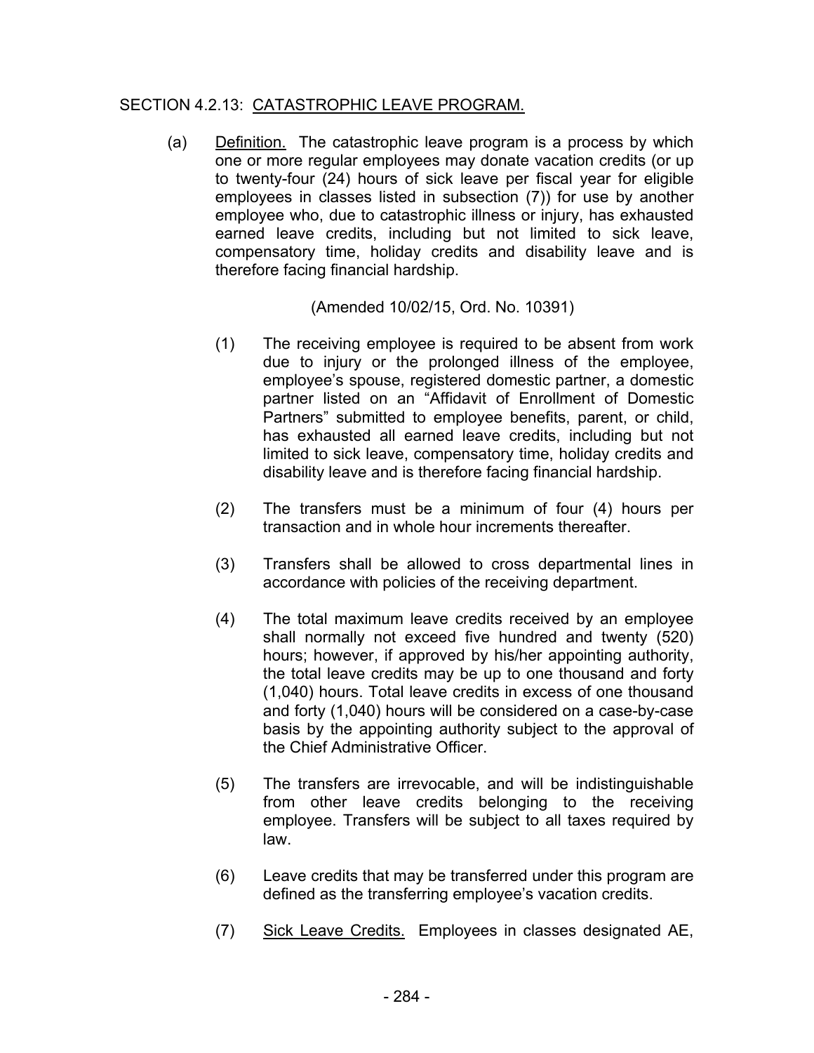## SECTION 4.2.13: <u>CATASTROPHIC LEAVE PROGRAM.</u>

(a) <u>Definition.</u> The catastrophic leave program is a process by which one or more regular employees may donate vacation credits (or up to twenty-four (24) hours of sick leave per fiscal year for eligible employees in classes listed in subsection (7)) for use by another employee who, due to catastrophic illness or injury, has exhausted earned leave credits, including but not limited to sick leave, compensatory time, holiday credits and disability leave and is therefore facing financial hardship.

(Amended 10/02/15, Ord. No. 10391)

(1) The receiving employee is required to be absent from work due to injury or the prolonged illness of the employee, employee's spouse, registered domestic partner, a domestic partner listed on an "Affidavit of Enrollment of Domestic Partners" submitted to employee benefits, parent, or child, has exhausted all earned leave credits, including but not limited to sick leave, compensatory time, holiday credits and disability leave and is therefore facing financial hardship.

(2) The transfers must be a minimum of four (4) hours per transaction and in whole hour increments thereafter.

(3) Transfers shall be allowed to cross departmental lines in accordance with policies of the receiving department.

(4) The total maximum leave credits received by an employee shall normally not exceed five hundred and twenty (520) hours; however, if approved by his/her appointing authority, the total leave credits may be up to one thousand and forty (1,040) hours. Total leave credits in excess of one thousand and forty (1,040) hours will be considered on a case-by-case basis by the appointing authority subject to the approval of the Chief Administrative Officer.

(5) The transfers are irrevocable, and will be indistinguishable from other leave credits belonging to the receiving employee. Transfers will be subject to all taxes required by law.

(6) Leave credits that may be transferred under this program are defined as the transferring employee's vacation credits.

(7) <u>Sick Leave Credits.</u> Employees in classes designated AE,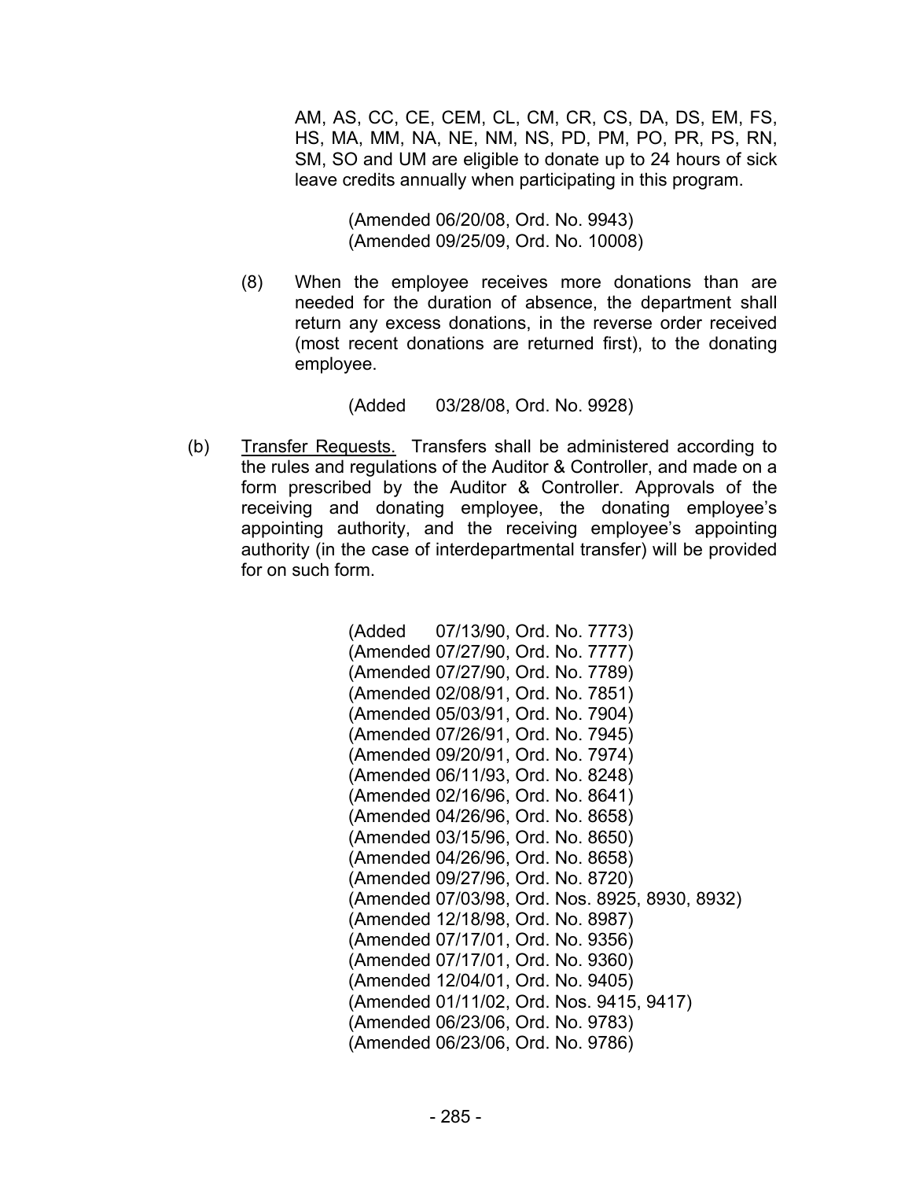AM, AS, CC, CE, CEM, CL, CM, CR, CS, DA, DS, EM, FS, HS, MA, MM, NA, NE, NM, NS, PD, PM, PO, PR, PS, RN, SM, SO and UM are eligible to donate up to 24 hours of sick leave credits annually when participating in this program.

(Amended 06/20/08, Ord. No. 9943)
(Amended 09/25/09, Ord. No. 10008)

(8) When the employee receives more donations than are needed for the duration of absence, the department shall return any excess donations, in the reverse order received (most recent donations are returned first), to the donating employee.

(Added 03/28/08, Ord. No. 9928)

(b) Transfer Requests. Transfers shall be administered according to the rules and regulations of the Auditor & Controller, and made on a form prescribed by the Auditor & Controller. Approvals of the receiving and donating employee, the donating employee's appointing authority, and the receiving employee's appointing authority (in the case of interdepartmental transfer) will be provided for on such form.

(Added 07/13/90, Ord. No. 7773)
(Amended 07/27/90, Ord. No. 7777)
(Amended 07/27/90, Ord. No. 7789)
(Amended 02/08/91, Ord. No. 7851)
(Amended 05/03/91, Ord. No. 7904)
(Amended 07/26/91, Ord. No. 7945)
(Amended 09/20/91, Ord. No. 7974)
(Amended 06/11/93, Ord. No. 8248)
(Amended 02/16/96, Ord. No. 8641)
(Amended 04/26/96, Ord. No. 8658)
(Amended 03/15/96, Ord. No. 8650)
(Amended 04/26/96, Ord. No. 8658)
(Amended 09/27/96, Ord. No. 8720)
(Amended 07/03/98, Ord. Nos. 8925, 8930, 8932)
(Amended 12/18/98, Ord. No. 8987)
(Amended 07/17/01, Ord. No. 9356)
(Amended 07/17/01, Ord. No. 9360)
(Amended 12/04/01, Ord. No. 9405)
(Amended 01/11/02, Ord. Nos. 9415, 9417)
(Amended 06/23/06, Ord. No. 9783)
(Amended 06/23/06, Ord. No. 9786)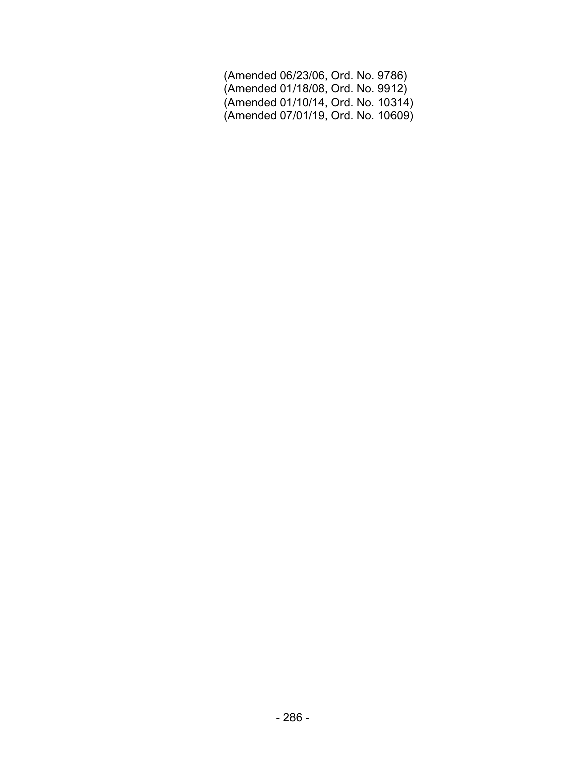(Amended 06/23/06, Ord. No. 9786)
(Amended 01/18/08, Ord. No. 9912)
(Amended 01/10/14, Ord. No. 10314)
(Amended 07/01/19, Ord. No. 10609)